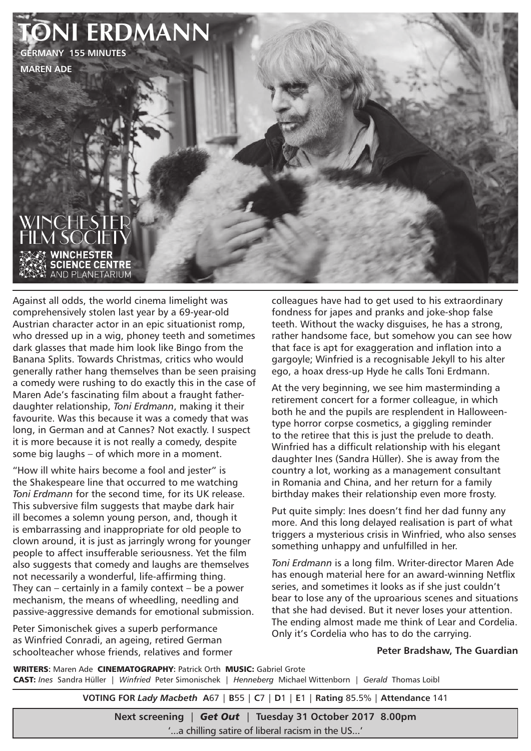# TONI ERDMANN

**GERMANY 155 MINUTES**

**MAREN ADE**

WINCHESTER FILM SOCIETY

WINCHESTER SCIENCE CENTRE AND PLANETARIUM

Against all odds, the world cinema limelight was comprehensively stolen last year by a 69-year-old Austrian character actor in an epic situationist romp, who dressed up in a wig, phoney teeth and sometimes dark glasses that made him look like Bingo from the Banana Splits. Towards Christmas, critics who would generally rather hang themselves than be seen praising a comedy were rushing to do exactly this in the case of Maren Ade's fascinating film about a fraught father-daughter relationship, *Toni Erdmann*, making it their favourite. Was this because it was a comedy that was long, in German and at Cannes? Not exactly. I suspect it is more because it is not really a comedy, despite some big laughs – of which more in a moment.

"How ill white hairs become a fool and jester" is the Shakespeare line that occurred to me watching *Toni Erdmann* for the second time, for its UK release. This subversive film suggests that maybe dark hair ill becomes a solemn young person, and, though it is embarrassing and inappropriate for old people to clown around, it is just as jarringly wrong for younger people to affect insufferable seriousness. Yet the film also suggests that comedy and laughs are themselves not necessarily a wonderful, life-affirming thing. They can – certainly in a family context – be a power mechanism, the means of wheedling, needling and passive-aggressive demands for emotional submission.

Peter Simonischek gives a superb performance as Winfried Conradi, an ageing, retired German schoolteacher whose friends, relatives and former colleagues have had to get used to his extraordinary fondness for japes and pranks and joke-shop false teeth. Without the wacky disguises, he has a strong, rather handsome face, but somehow you can see how that face is apt for exaggeration and inflation into a gargoyle; Winfried is a recognisable Jekyll to his alter ego, a hoax dress-up Hyde he calls Toni Erdmann.

At the very beginning, we see him masterminding a retirement concert for a former colleague, in which both he and the pupils are resplendent in Halloween-type horror corpse cosmetics, a giggling reminder to the retiree that this is just the prelude to death. Winfried has a difficult relationship with his elegant daughter Ines (Sandra Hüller). She is away from the country a lot, working as a management consultant in Romania and China, and her return for a family birthday makes their relationship even more frosty.

Put quite simply: Ines doesn't find her dad funny any more. And this long delayed realisation is part of what triggers a mysterious crisis in Winfried, who also senses something unhappy and unfulfilled in her.

*Toni Erdmann* is a long film. Writer-director Maren Ade has enough material here for an award-winning Netflix series, and sometimes it looks as if she just couldn't bear to lose any of the uproarious scenes and situations that she had devised. But it never loses your attention. The ending almost made me think of Lear and Cordelia. Only it's Cordelia who has to do the carrying.

**Peter Bradshaw, The Guardian**

**WRITERS:** Maren Ade **CINEMATOGRAPHY:** Patrick Orth **MUSIC:** Gabriel Grote
**CAST:** *Ines* Sandra Hüller | *Winfried* Peter Simonischek | *Henneberg* Michael Wittenborn | *Gerald* Thomas Loibl

**VOTING FOR *Lady Macbeth*** **A**67 | **B**55 | **C**7 | **D**1 | **E**1 | **Rating** 85.5% | **Attendance** 141

**Next screening** | ***Get Out*** | **Tuesday 31 October 2017 8.00pm**
'...a chilling satire of liberal racism in the US...'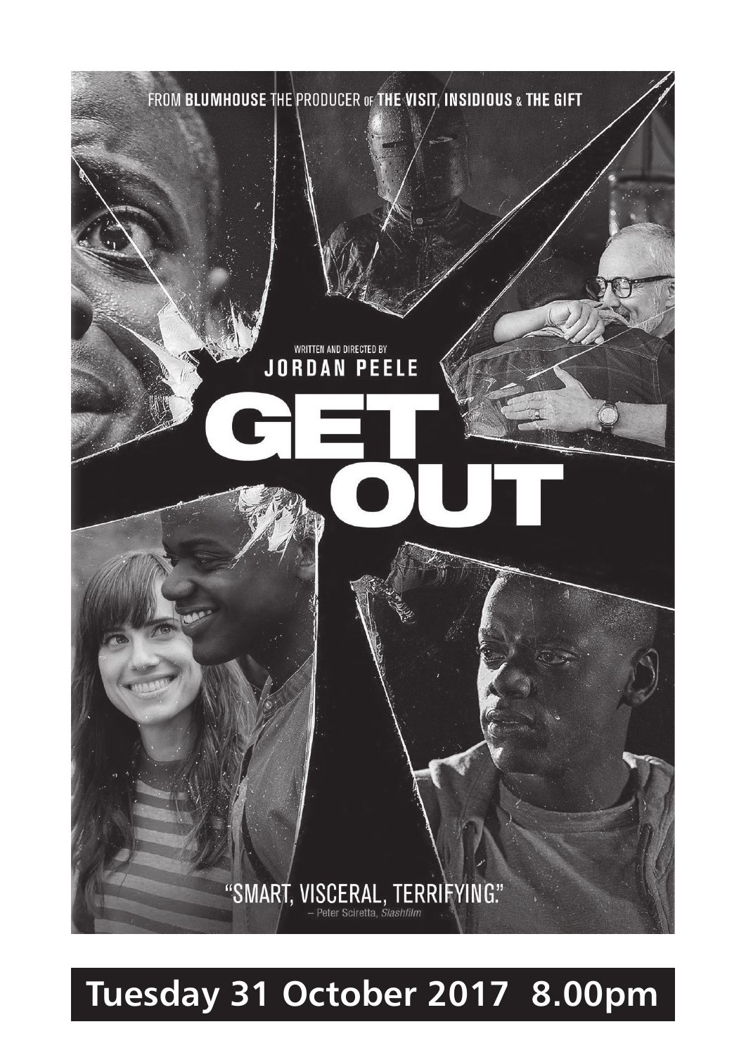FROM **BLUMHOUSE** THE PRODUCER OF **THE VISIT, INSIDIOUS & THE GIFT**

WRITTEN AND DIRECTED BY

**JORDAN PEELE**

# GET OUT

"SMART, VISCERAL, TERRIFYING."
– Peter Sciretta, *Slashfilm*

**Tuesday 31 October 2017 8.00pm**